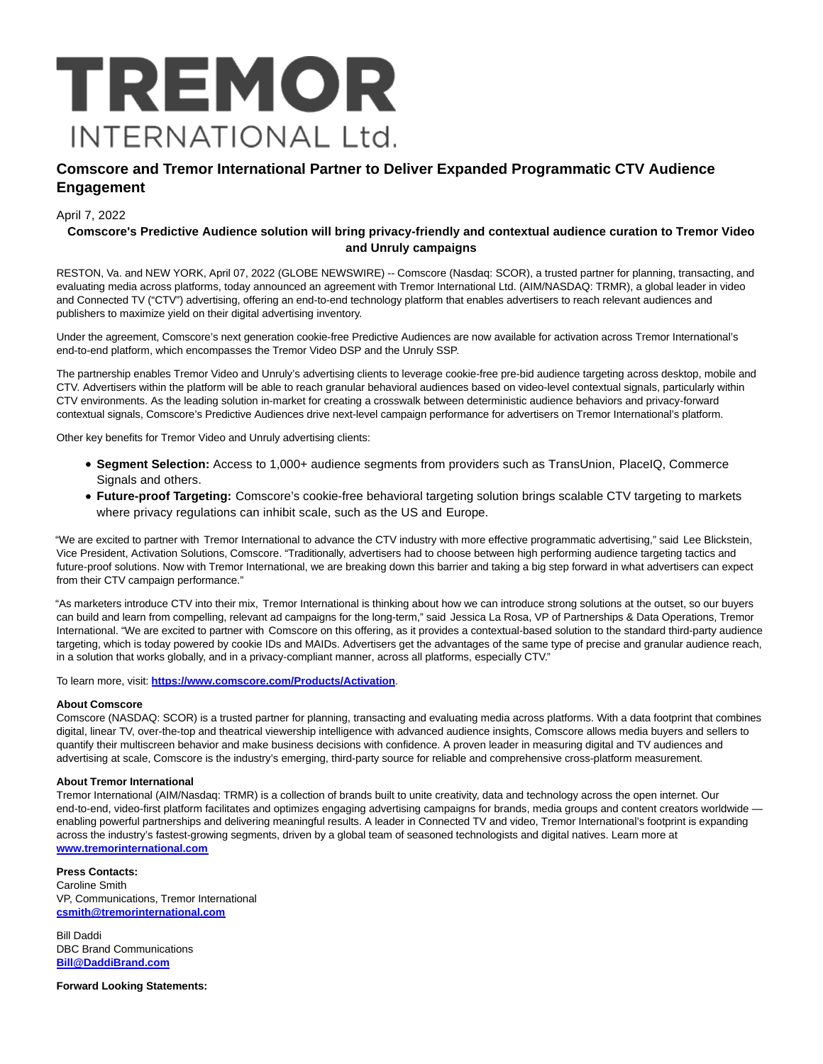# TREMOR
INTERNATIONAL Ltd.

## Comscore and Tremor International Partner to Deliver Expanded Programmatic CTV Audience Engagement

April 7, 2022

**Comscore's Predictive Audience solution will bring privacy-friendly and contextual audience curation to Tremor Video and Unruly campaigns**

RESTON, Va. and NEW YORK, April 07, 2022 (GLOBE NEWSWIRE) -- Comscore (Nasdaq: SCOR), a trusted partner for planning, transacting, and evaluating media across platforms, today announced an agreement with Tremor International Ltd. (AIM/NASDAQ: TRMR), a global leader in video and Connected TV ("CTV") advertising, offering an end-to-end technology platform that enables advertisers to reach relevant audiences and publishers to maximize yield on their digital advertising inventory.

Under the agreement, Comscore's next generation cookie-free Predictive Audiences are now available for activation across Tremor International's end-to-end platform, which encompasses the Tremor Video DSP and the Unruly SSP.

The partnership enables Tremor Video and Unruly's advertising clients to leverage cookie-free pre-bid audience targeting across desktop, mobile and CTV. Advertisers within the platform will be able to reach granular behavioral audiences based on video-level contextual signals, particularly within CTV environments. As the leading solution in-market for creating a crosswalk between deterministic audience behaviors and privacy-forward contextual signals, Comscore's Predictive Audiences drive next-level campaign performance for advertisers on Tremor International's platform.

Other key benefits for Tremor Video and Unruly advertising clients:

- **Segment Selection:** Access to 1,000+ audience segments from providers such as TransUnion, PlaceIQ, Commerce Signals and others.
- **Future-proof Targeting:** Comscore's cookie-free behavioral targeting solution brings scalable CTV targeting to markets where privacy regulations can inhibit scale, such as the US and Europe.

"We are excited to partner with Tremor International to advance the CTV industry with more effective programmatic advertising," said Lee Blickstein, Vice President, Activation Solutions, Comscore. "Traditionally, advertisers had to choose between high performing audience targeting tactics and future-proof solutions. Now with Tremor International, we are breaking down this barrier and taking a big step forward in what advertisers can expect from their CTV campaign performance."

"As marketers introduce CTV into their mix, Tremor International is thinking about how we can introduce strong solutions at the outset, so our buyers can build and learn from compelling, relevant ad campaigns for the long-term," said Jessica La Rosa, VP of Partnerships & Data Operations, Tremor International. "We are excited to partner with Comscore on this offering, as it provides a contextual-based solution to the standard third-party audience targeting, which is today powered by cookie IDs and MAIDs. Advertisers get the advantages of the same type of precise and granular audience reach, in a solution that works globally, and in a privacy-compliant manner, across all platforms, especially CTV."

To learn more, visit: **https://www.comscore.com/Products/Activation**.

**About Comscore**
Comscore (NASDAQ: SCOR) is a trusted partner for planning, transacting and evaluating media across platforms. With a data footprint that combines digital, linear TV, over-the-top and theatrical viewership intelligence with advanced audience insights, Comscore allows media buyers and sellers to quantify their multiscreen behavior and make business decisions with confidence. A proven leader in measuring digital and TV audiences and advertising at scale, Comscore is the industry's emerging, third-party source for reliable and comprehensive cross-platform measurement.

**About Tremor International**
Tremor International (AIM/Nasdaq: TRMR) is a collection of brands built to unite creativity, data and technology across the open internet. Our end-to-end, video-first platform facilitates and optimizes engaging advertising campaigns for brands, media groups and content creators worldwide — enabling powerful partnerships and delivering meaningful results. A leader in Connected TV and video, Tremor International's footprint is expanding across the industry's fastest-growing segments, driven by a global team of seasoned technologists and digital natives. Learn more at **www.tremorinternational.com**

**Press Contacts:**
Caroline Smith
VP, Communications, Tremor International
**csmith@tremorinternational.com**

Bill Daddi
DBC Brand Communications
**Bill@DaddiBrand.com**

**Forward Looking Statements:**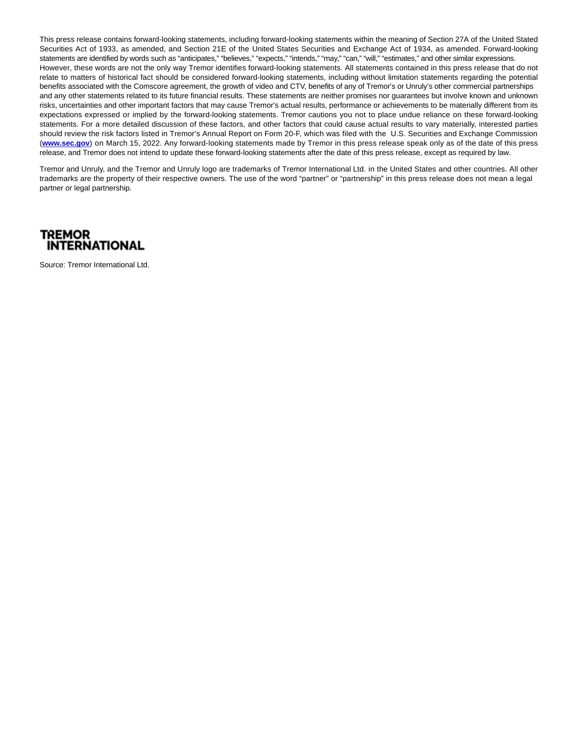This press release contains forward-looking statements, including forward-looking statements within the meaning of Section 27A of the United Stated Securities Act of 1933, as amended, and Section 21E of the United States Securities and Exchange Act of 1934, as amended. Forward-looking statements are identified by words such as "anticipates," "believes," "expects," "intends," "may," "can," "will," "estimates," and other similar expressions. However, these words are not the only way Tremor identifies forward-looking statements. All statements contained in this press release that do not relate to matters of historical fact should be considered forward-looking statements, including without limitation statements regarding the potential benefits associated with the Comscore agreement, the growth of video and CTV, benefits of any of Tremor's or Unruly's other commercial partnerships and any other statements related to its future financial results. These statements are neither promises nor guarantees but involve known and unknown risks, uncertainties and other important factors that may cause Tremor's actual results, performance or achievements to be materially different from its expectations expressed or implied by the forward-looking statements. Tremor cautions you not to place undue reliance on these forward-looking statements. For a more detailed discussion of these factors, and other factors that could cause actual results to vary materially, interested parties should review the risk factors listed in Tremor's Annual Report on Form 20-F, which was filed with the U.S. Securities and Exchange Commission (**www.sec.gov**) on March 15, 2022. Any forward-looking statements made by Tremor in this press release speak only as of the date of this press release, and Tremor does not intend to update these forward-looking statements after the date of this press release, except as required by law.

Tremor and Unruly, and the Tremor and Unruly logo are trademarks of Tremor International Ltd. in the United States and other countries. All other trademarks are the property of their respective owners. The use of the word "partner" or "partnership" in this press release does not mean a legal partner or legal partnership.

**TREMOR INTERNATIONAL**

Source: Tremor International Ltd.